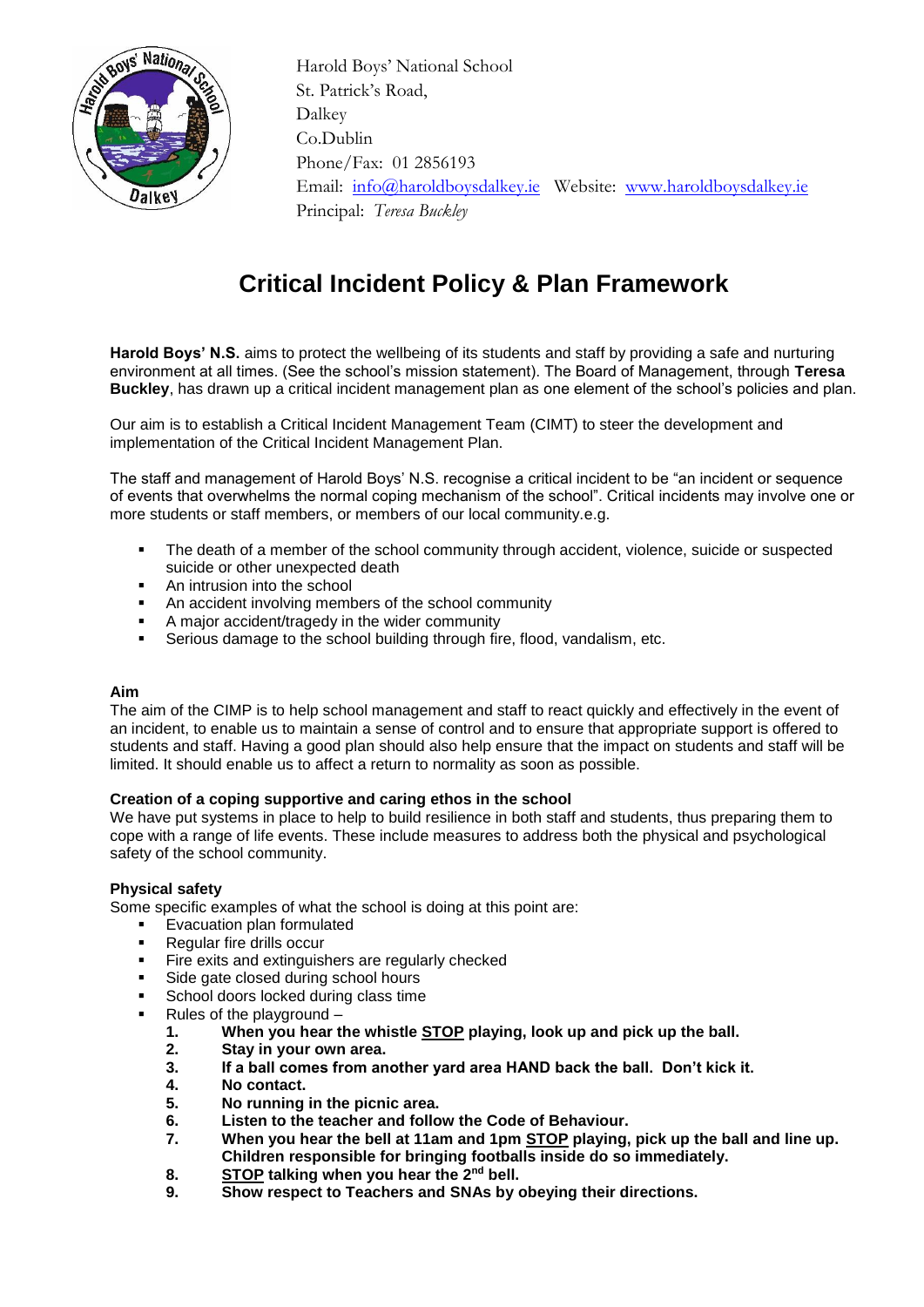Harold Boys' National School
St. Patrick's Road,
Dalkey
Co.Dublin
Phone/Fax: 01 2856193
Email: info@haroldboysdalkey.ie Website: www.haroldboysdalkey.ie
Principal: *Teresa Buckley*

# Critical Incident Policy & Plan Framework

**Harold Boys' N.S.** aims to protect the wellbeing of its students and staff by providing a safe and nurturing environment at all times. (See the school's mission statement). The Board of Management, through **Teresa Buckley**, has drawn up a critical incident management plan as one element of the school's policies and plan.

Our aim is to establish a Critical Incident Management Team (CIMT) to steer the development and implementation of the Critical Incident Management Plan.

The staff and management of Harold Boys' N.S. recognise a critical incident to be "an incident or sequence of events that overwhelms the normal coping mechanism of the school". Critical incidents may involve one or more students or staff members, or members of our local community.e.g.

- The death of a member of the school community through accident, violence, suicide or suspected suicide or other unexpected death
- An intrusion into the school
- An accident involving members of the school community
- A major accident/tragedy in the wider community
- Serious damage to the school building through fire, flood, vandalism, etc.

**Aim**

The aim of the CIMP is to help school management and staff to react quickly and effectively in the event of an incident, to enable us to maintain a sense of control and to ensure that appropriate support is offered to students and staff. Having a good plan should also help ensure that the impact on students and staff will be limited. It should enable us to affect a return to normality as soon as possible.

**Creation of a coping supportive and caring ethos in the school**

We have put systems in place to help to build resilience in both staff and students, thus preparing them to cope with a range of life events. These include measures to address both the physical and psychological safety of the school community.

**Physical safety**

Some specific examples of what the school is doing at this point are:

- Evacuation plan formulated
- Regular fire drills occur
- Fire exits and extinguishers are regularly checked
- Side gate closed during school hours
- School doors locked during class time
- Rules of the playground –
  1. **When you hear the whistle <u>STOP</u> playing, look up and pick up the ball.**
  2. **Stay in your own area.**
  3. **If a ball comes from another yard area HAND back the ball. Don't kick it.**
  4. **No contact.**
  5. **No running in the picnic area.**
  6. **Listen to the teacher and follow the Code of Behaviour.**
  7. **When you hear the bell at 11am and 1pm <u>STOP</u> playing, pick up the ball and line up. Children responsible for bringing footballs inside do so immediately.**
  8. **<u>STOP</u> talking when you hear the 2nd bell.**
  9. **Show respect to Teachers and SNAs by obeying their directions.**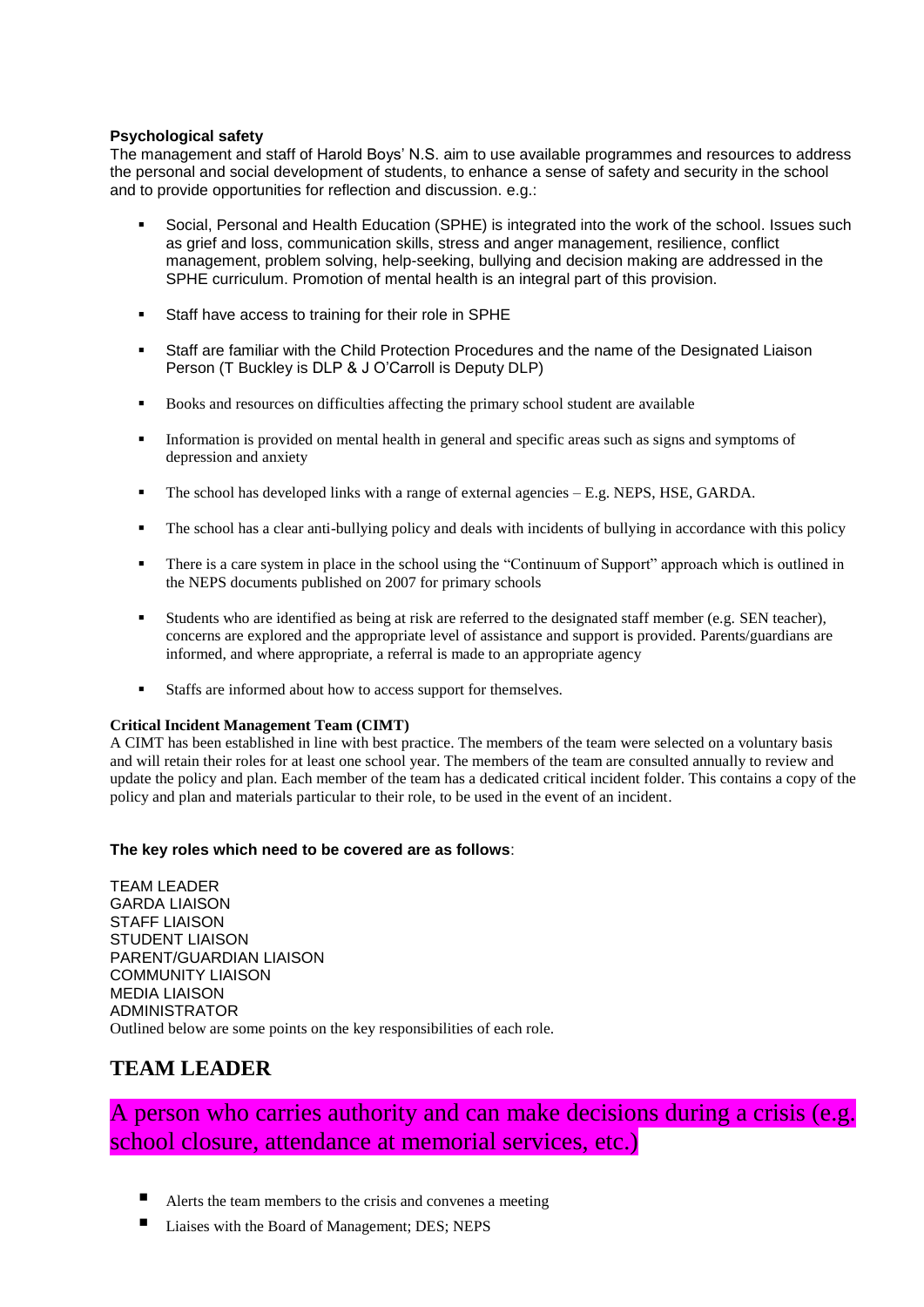**Psychological safety**

The management and staff of Harold Boys' N.S. aim to use available programmes and resources to address the personal and social development of students, to enhance a sense of safety and security in the school and to provide opportunities for reflection and discussion. e.g.:

- Social, Personal and Health Education (SPHE) is integrated into the work of the school. Issues such as grief and loss, communication skills, stress and anger management, resilience, conflict management, problem solving, help-seeking, bullying and decision making are addressed in the SPHE curriculum. Promotion of mental health is an integral part of this provision.
- Staff have access to training for their role in SPHE
- Staff are familiar with the Child Protection Procedures and the name of the Designated Liaison Person (T Buckley is DLP & J O'Carroll is Deputy DLP)
- Books and resources on difficulties affecting the primary school student are available
- Information is provided on mental health in general and specific areas such as signs and symptoms of depression and anxiety
- The school has developed links with a range of external agencies – E.g. NEPS, HSE, GARDA.
- The school has a clear anti-bullying policy and deals with incidents of bullying in accordance with this policy
- There is a care system in place in the school using the "Continuum of Support" approach which is outlined in the NEPS documents published on 2007 for primary schools
- Students who are identified as being at risk are referred to the designated staff member (e.g. SEN teacher), concerns are explored and the appropriate level of assistance and support is provided. Parents/guardians are informed, and where appropriate, a referral is made to an appropriate agency
- Staffs are informed about how to access support for themselves.

**Critical Incident Management Team (CIMT)**

A CIMT has been established in line with best practice. The members of the team were selected on a voluntary basis and will retain their roles for at least one school year. The members of the team are consulted annually to review and update the policy and plan. Each member of the team has a dedicated critical incident folder. This contains a copy of the policy and plan and materials particular to their role, to be used in the event of an incident.

**The key roles which need to be covered are as follows**:

TEAM LEADER
GARDA LIAISON
STAFF LIAISON
STUDENT LIAISON
PARENT/GUARDIAN LIAISON
COMMUNITY LIAISON
MEDIA LIAISON
ADMINISTRATOR

Outlined below are some points on the key responsibilities of each role.

## TEAM LEADER

A person who carries authority and can make decisions during a crisis (e.g. school closure, attendance at memorial services, etc.)

- Alerts the team members to the crisis and convenes a meeting
- Liaises with the Board of Management; DES; NEPS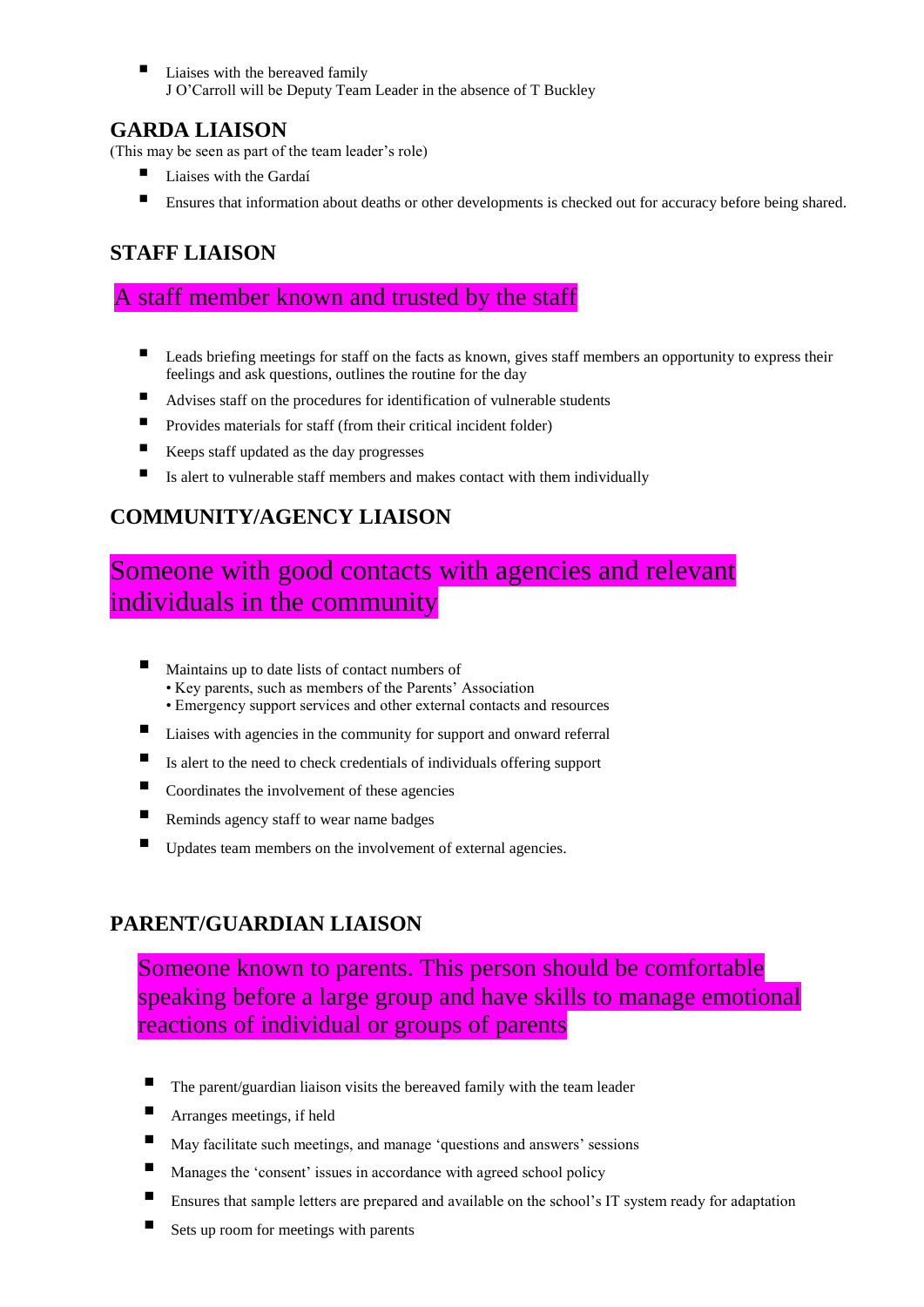- Liaises with the bereaved family
  J O'Carroll will be Deputy Team Leader in the absence of T Buckley

## GARDA LIAISON

(This may be seen as part of the team leader's role)

- Liaises with the Gardaí
- Ensures that information about deaths or other developments is checked out for accuracy before being shared.

## STAFF LIAISON

A staff member known and trusted by the staff

- Leads briefing meetings for staff on the facts as known, gives staff members an opportunity to express their feelings and ask questions, outlines the routine for the day
- Advises staff on the procedures for identification of vulnerable students
- Provides materials for staff (from their critical incident folder)
- Keeps staff updated as the day progresses
- Is alert to vulnerable staff members and makes contact with them individually

## COMMUNITY/AGENCY LIAISON

Someone with good contacts with agencies and relevant individuals in the community

- Maintains up to date lists of contact numbers of
  • Key parents, such as members of the Parents' Association
  • Emergency support services and other external contacts and resources
- Liaises with agencies in the community for support and onward referral
- Is alert to the need to check credentials of individuals offering support
- Coordinates the involvement of these agencies
- Reminds agency staff to wear name badges
- Updates team members on the involvement of external agencies.

## PARENT/GUARDIAN LIAISON

Someone known to parents. This person should be comfortable speaking before a large group and have skills to manage emotional reactions of individual or groups of parents

- The parent/guardian liaison visits the bereaved family with the team leader
- Arranges meetings, if held
- May facilitate such meetings, and manage 'questions and answers' sessions
- Manages the 'consent' issues in accordance with agreed school policy
- Ensures that sample letters are prepared and available on the school's IT system ready for adaptation
- Sets up room for meetings with parents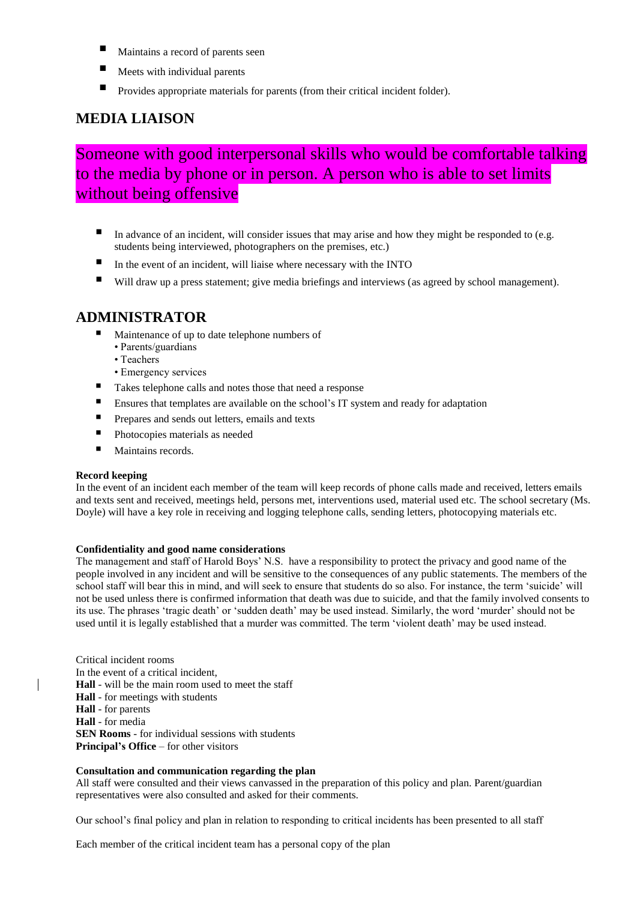- Maintains a record of parents seen
- Meets with individual parents
- Provides appropriate materials for parents (from their critical incident folder).

## MEDIA LIAISON

Someone with good interpersonal skills who would be comfortable talking to the media by phone or in person. A person who is able to set limits without being offensive

- In advance of an incident, will consider issues that may arise and how they might be responded to (e.g. students being interviewed, photographers on the premises, etc.)
- In the event of an incident, will liaise where necessary with the INTO
- Will draw up a press statement; give media briefings and interviews (as agreed by school management).

## ADMINISTRATOR

- Maintenance of up to date telephone numbers of
  - Parents/guardians
  - Teachers
  - Emergency services
- Takes telephone calls and notes those that need a response
- Ensures that templates are available on the school's IT system and ready for adaptation
- Prepares and sends out letters, emails and texts
- Photocopies materials as needed
- Maintains records.

**Record keeping**
In the event of an incident each member of the team will keep records of phone calls made and received, letters emails and texts sent and received, meetings held, persons met, interventions used, material used etc. The school secretary (Ms. Doyle) will have a key role in receiving and logging telephone calls, sending letters, photocopying materials etc.

**Confidentiality and good name considerations**
The management and staff of Harold Boys' N.S. have a responsibility to protect the privacy and good name of the people involved in any incident and will be sensitive to the consequences of any public statements. The members of the school staff will bear this in mind, and will seek to ensure that students do so also. For instance, the term 'suicide' will not be used unless there is confirmed information that death was due to suicide, and that the family involved consents to its use. The phrases 'tragic death' or 'sudden death' may be used instead. Similarly, the word 'murder' should not be used until it is legally established that a murder was committed. The term 'violent death' may be used instead.

Critical incident rooms
In the event of a critical incident,
**Hall** - will be the main room used to meet the staff
**Hall** - for meetings with students
**Hall** - for parents
**Hall** - for media
**SEN Rooms** - for individual sessions with students
**Principal's Office** – for other visitors

**Consultation and communication regarding the plan**
All staff were consulted and their views canvassed in the preparation of this policy and plan. Parent/guardian representatives were also consulted and asked for their comments.

Our school's final policy and plan in relation to responding to critical incidents has been presented to all staff

Each member of the critical incident team has a personal copy of the plan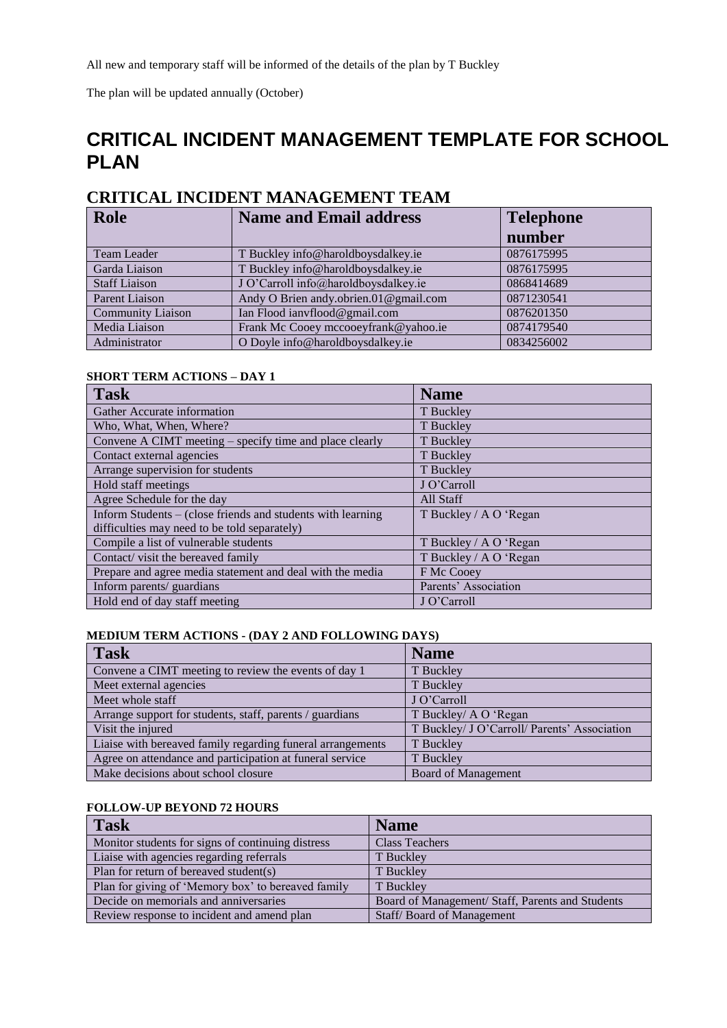All new and temporary staff will be informed of the details of the plan by T Buckley

The plan will be updated annually (October)

# CRITICAL INCIDENT MANAGEMENT TEMPLATE FOR SCHOOL PLAN

## CRITICAL INCIDENT MANAGEMENT TEAM

| Role | Name and Email address | Telephone number |
|---|---|---|
| Team Leader | T Buckley info@haroldboysdalkey.ie | 0876175995 |
| Garda Liaison | T Buckley info@haroldboysdalkey.ie | 0876175995 |
| Staff Liaison | J O'Carroll info@haroldboysdalkey.ie | 0868414689 |
| Parent Liaison | Andy O Brien andy.obrien.01@gmail.com | 0871230541 |
| Community Liaison | Ian Flood ianvflood@gmail.com | 0876201350 |
| Media Liaison | Frank Mc Cooey mccooeyfrank@yahoo.ie | 0874179540 |
| Administrator | O Doyle info@haroldboysdalkey.ie | 0834256002 |

**SHORT TERM ACTIONS – DAY 1**

| Task | Name |
|---|---|
| Gather Accurate information | T Buckley |
| Who, What, When, Where? | T Buckley |
| Convene A CIMT meeting – specify time and place clearly | T Buckley |
| Contact external agencies | T Buckley |
| Arrange supervision for students | T Buckley |
| Hold staff meetings | J O'Carroll |
| Agree Schedule for the day | All Staff |
| Inform Students – (close friends and students with learning difficulties may need to be told separately) | T Buckley / A O 'Regan |
| Compile a list of vulnerable students | T Buckley / A O 'Regan |
| Contact/ visit the bereaved family | T Buckley / A O 'Regan |
| Prepare and agree media statement and deal with the media | F Mc Cooey |
| Inform parents/ guardians | Parents' Association |
| Hold end of day staff meeting | J O'Carroll |

**MEDIUM TERM ACTIONS - (DAY 2 AND FOLLOWING DAYS)**

| Task | Name |
|---|---|
| Convene a CIMT meeting to review the events of day 1 | T Buckley |
| Meet external agencies | T Buckley |
| Meet whole staff | J O'Carroll |
| Arrange support for students, staff, parents / guardians | T Buckley/ A O 'Regan |
| Visit the injured | T Buckley/ J O'Carroll/ Parents' Association |
| Liaise with bereaved family regarding funeral arrangements | T Buckley |
| Agree on attendance and participation at funeral service | T Buckley |
| Make decisions about school closure | Board of Management |

**FOLLOW-UP BEYOND 72 HOURS**

| Task | Name |
|---|---|
| Monitor students for signs of continuing distress | Class Teachers |
| Liaise with agencies regarding referrals | T Buckley |
| Plan for return of bereaved student(s) | T Buckley |
| Plan for giving of 'Memory box' to bereaved family | T Buckley |
| Decide on memorials and anniversaries | Board of Management/ Staff, Parents and Students |
| Review response to incident and amend plan | Staff/ Board of Management |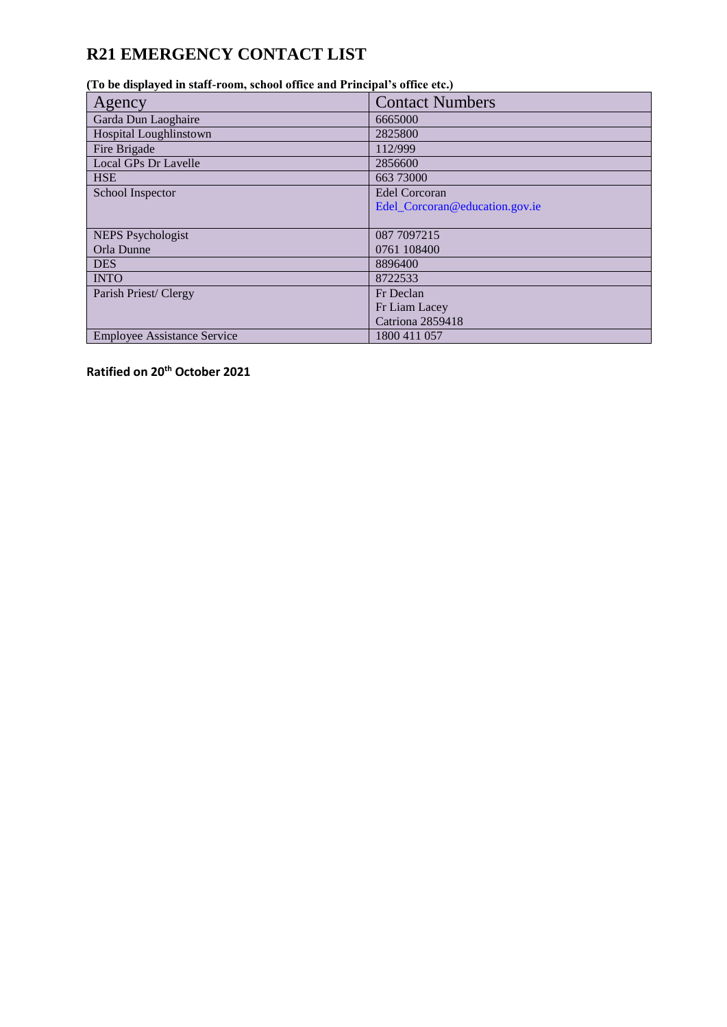# R21 EMERGENCY CONTACT LIST

**(To be displayed in staff-room, school office and Principal's office etc.)**

| Agency | Contact Numbers |
|---|---|
| Garda Dun Laoghaire | 6665000 |
| Hospital Loughlinstown | 2825800 |
| Fire Brigade | 112/999 |
| Local GPs Dr Lavelle | 2856600 |
| HSE | 663 73000 |
| School Inspector | Edel Corcoran<br>Edel_Corcoran@education.gov.ie |
| NEPS Psychologist<br>Orla Dunne | 087 7097215<br>0761 108400 |
| DES | 8896400 |
| INTO | 8722533 |
| Parish Priest/ Clergy | Fr Declan<br>Fr Liam Lacey<br>Catriona 2859418 |
| Employee Assistance Service | 1800 411 057 |

**Ratified on 20th October 2021**